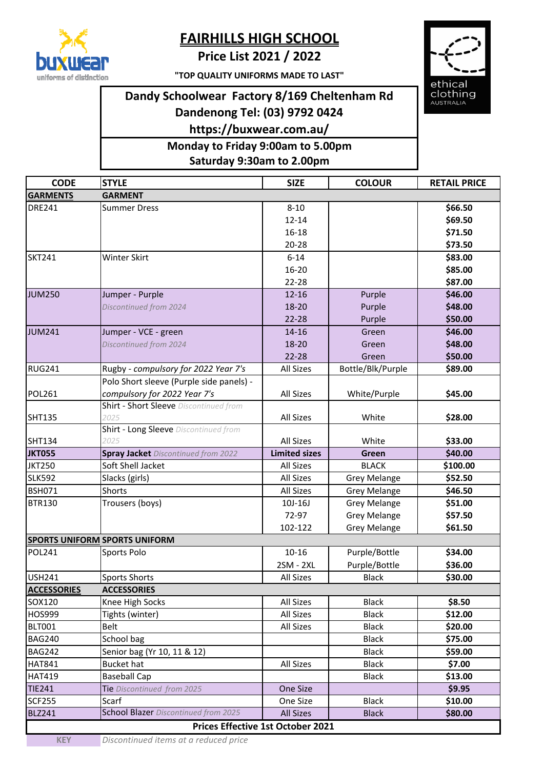buxwear
uniforms of distinction

# FAIRHILLS HIGH SCHOOL

## Price List 2021 / 2022

**"TOP QUALITY UNIFORMS MADE TO LAST"**

ethical clothing AUSTRALIA

**Dandy Schoolwear Factory 8/169 Cheltenham Rd**
**Dandenong Tel: (03) 9792 0424**
**https://buxwear.com.au/**

**Monday to Friday 9:00am to 5.00pm**
**Saturday 9:30am to 2.00pm**

| CODE | STYLE | SIZE | COLOUR | RETAIL PRICE |
|---|---|---|---|---|
| **GARMENTS** | **GARMENT** | | | |
| DRE241 | Summer Dress | 8-10 | | **$66.50** |
| | | 12-14 | | **$69.50** |
| | | 16-18 | | **$71.50** |
| | | 20-28 | | **$73.50** |
| SKT241 | Winter Skirt | 6-14 | | **$83.00** |
| | | 16-20 | | **$85.00** |
| | | 22-28 | | **$87.00** |
| JUM250 | Jumper - Purple | 12-16 | Purple | **$46.00** |
| | *Discontinued from 2024* | 18-20 | Purple | **$48.00** |
| | | 22-28 | Purple | **$50.00** |
| JUM241 | Jumper - VCE - green | 14-16 | Green | **$46.00** |
| | *Discontinued from 2024* | 18-20 | Green | **$48.00** |
| | | 22-28 | Green | **$50.00** |
| RUG241 | Rugby - *compulsory for 2022 Year 7's* | All Sizes | Bottle/Blk/Purple | **$89.00** |
| POL261 | Polo Short sleeve (Purple side panels) - *compulsory for 2022 Year 7's* | All Sizes | White/Purple | **$45.00** |
| SHT135 | Shirt - Short Sleeve *Discontinued from 2025* | All Sizes | White | **$28.00** |
| SHT134 | Shirt - Long Sleeve *Discontinued from 2025* | All Sizes | White | **$33.00** |
| **JKT055** | **Spray Jacket** *Discontinued from 2022* | **Limited sizes** | **Green** | **$40.00** |
| JKT250 | Soft Shell Jacket | All Sizes | BLACK | **$100.00** |
| SLK592 | Slacks (girls) | All Sizes | Grey Melange | **$52.50** |
| BSH071 | Shorts | All Sizes | Grey Melange | **$46.50** |
| BTR130 | Trousers (boys) | 10J-16J | Grey Melange | **$51.00** |
| | | 72-97 | Grey Melange | **$57.50** |
| | | 102-122 | Grey Melange | **$61.50** |
| **SPORTS UNIFORM** | **SPORTS UNIFORM** | | | |
| POL241 | Sports Polo | 10-16 | Purple/Bottle | **$34.00** |
| | | 2SM - 2XL | Purple/Bottle | **$36.00** |
| USH241 | Sports Shorts | All Sizes | Black | **$30.00** |
| **ACCESSORIES** | **ACCESSORIES** | | | |
| SOX120 | Knee High Socks | All Sizes | Black | **$8.50** |
| HOS999 | Tights (winter) | All Sizes | Black | **$12.00** |
| BLT001 | Belt | All Sizes | Black | **$20.00** |
| BAG240 | School bag | | Black | **$75.00** |
| BAG242 | Senior bag (Yr 10, 11 & 12) | | Black | **$59.00** |
| HAT841 | Bucket hat | All Sizes | Black | **$7.00** |
| HAT419 | Baseball Cap | | Black | **$13.00** |
| TIE241 | Tie *Discontinued from 2025* | One Size | | **$9.95** |
| SCF255 | Scarf | One Size | Black | **$10.00** |
| BLZ241 | School Blazer *Discontinued from 2025* | All Sizes | Black | **$80.00** |

**Prices Effective 1st October 2021**

**KEY** *Discontinued items at a reduced price*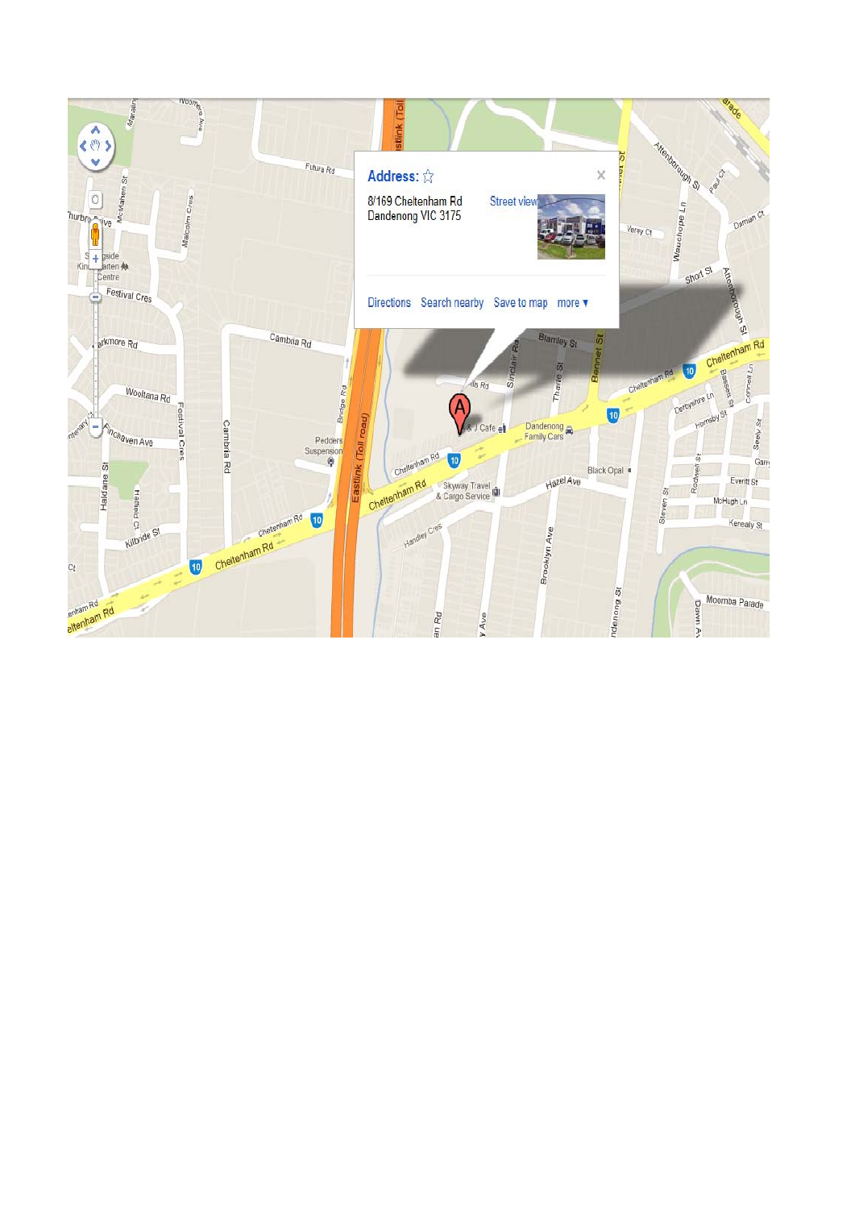**Address:**

8/169 Cheltenham Rd
Dandenong VIC 3175

Street view

Directions Search nearby Save to map more ▾